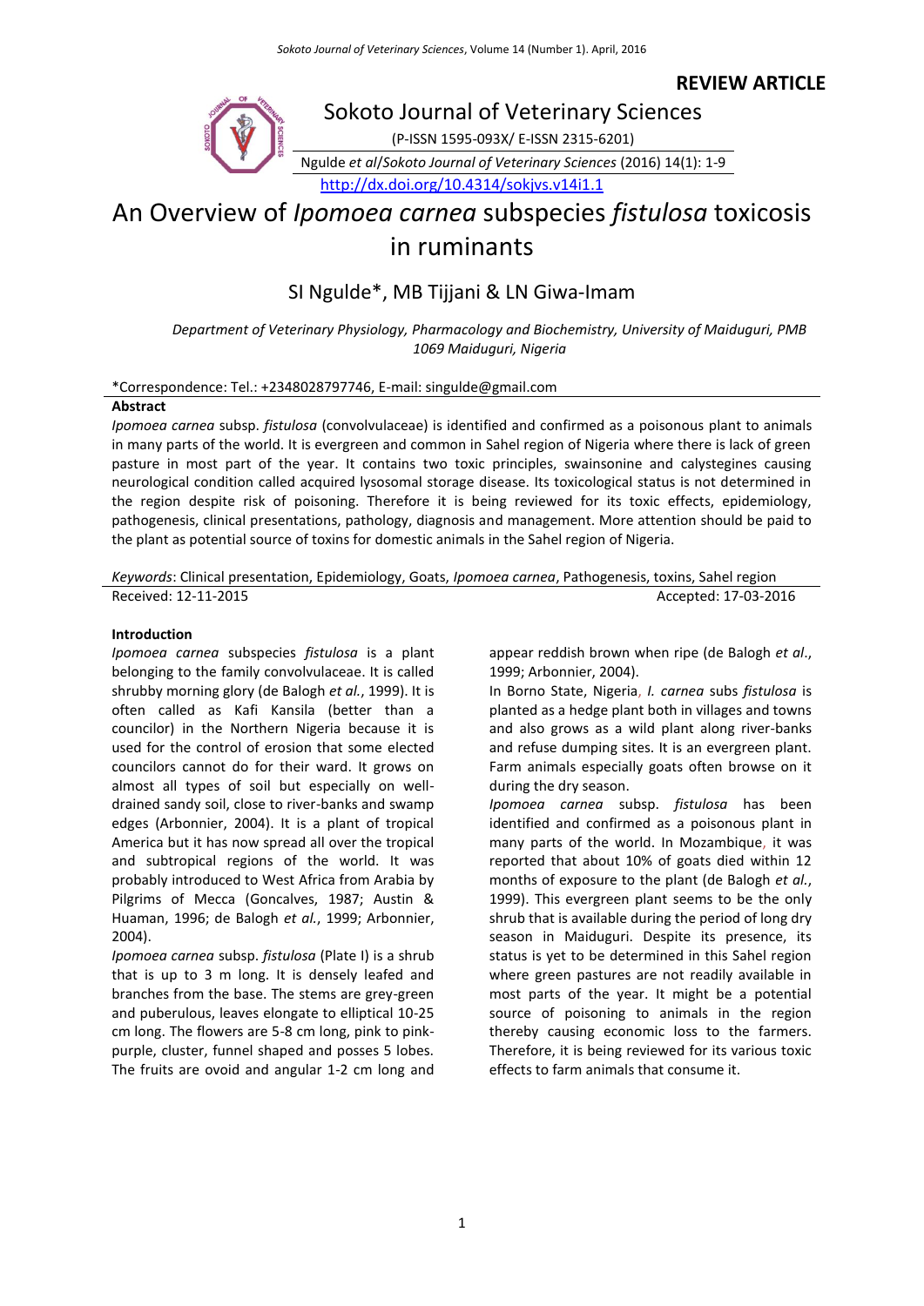**REVIEW ARTICLE**

Sokoto Journal of Veterinary Sciences

(P-ISSN 1595-093X/ E-ISSN 2315-6201)

Ngulde *et al*/Sokoto Journal of Veterinary Sciences (2016) 14(1): 1-9

http://dx.doi.org/10.4314/sokjvs.v14i1.1

# An Overview of *Ipomoea carnea* subspecies *fistulosa* toxicosis in ruminants

SI Ngulde*, MB Tijjani & LN Giwa-Imam

*Department of Veterinary Physiology, Pharmacology and Biochemistry, University of Maiduguri, PMB 1069 Maiduguri, Nigeria*

*Correspondence: Tel.: +2348028797746, E-mail: singulde@gmail.com

## Abstract

*Ipomoea carnea* subsp. *fistulosa* (convolvulaceae) is identified and confirmed as a poisonous plant to animals in many parts of the world. It is evergreen and common in Sahel region of Nigeria where there is lack of green pasture in most part of the year. It contains two toxic principles, swainsonine and calystegines causing neurological condition called acquired lysosomal storage disease. Its toxicological status is not determined in the region despite risk of poisoning. Therefore it is being reviewed for its toxic effects, epidemiology, pathogenesis, clinical presentations, pathology, diagnosis and management. More attention should be paid to the plant as potential source of toxins for domestic animals in the Sahel region of Nigeria.

*Keywords*: Clinical presentation, Epidemiology, Goats, *Ipomoea carnea*, Pathogenesis, toxins, Sahel region

Received: 12-11-2015 Accepted: 17-03-2016

## Introduction

*Ipomoea carnea* subspecies *fistulosa* is a plant belonging to the family convolvulaceae. It is called shrubby morning glory (de Balogh *et al.*, 1999). It is often called as Kafi Kansila (better than a councilor) in the Northern Nigeria because it is used for the control of erosion that some elected councilors cannot do for their ward. It grows on almost all types of soil but especially on well-drained sandy soil, close to river-banks and swamp edges (Arbonnier, 2004). It is a plant of tropical America but it has now spread all over the tropical and subtropical regions of the world. It was probably introduced to West Africa from Arabia by Pilgrims of Mecca (Goncalves, 1987; Austin & Huaman, 1996; de Balogh *et al.*, 1999; Arbonnier, 2004).

*Ipomoea carnea* subsp. *fistulosa* (Plate I) is a shrub that is up to 3 m long. It is densely leafed and branches from the base. The stems are grey-green and puberulous, leaves elongate to elliptical 10-25 cm long. The flowers are 5-8 cm long, pink to pink-purple, cluster, funnel shaped and posses 5 lobes. The fruits are ovoid and angular 1-2 cm long and appear reddish brown when ripe (de Balogh *et al.*, 1999; Arbonnier, 2004).

In Borno State, Nigeria, *I. carnea* subs *fistulosa* is planted as a hedge plant both in villages and towns and also grows as a wild plant along river-banks and refuse dumping sites. It is an evergreen plant. Farm animals especially goats often browse on it during the dry season.

*Ipomoea carnea* subsp. *fistulosa* has been identified and confirmed as a poisonous plant in many parts of the world. In Mozambique, it was reported that about 10% of goats died within 12 months of exposure to the plant (de Balogh *et al.*, 1999). This evergreen plant seems to be the only shrub that is available during the period of long dry season in Maiduguri. Despite its presence, its status is yet to be determined in this Sahel region where green pastures are not readily available in most parts of the year. It might be a potential source of poisoning to animals in the region thereby causing economic loss to the farmers. Therefore, it is being reviewed for its various toxic effects to farm animals that consume it.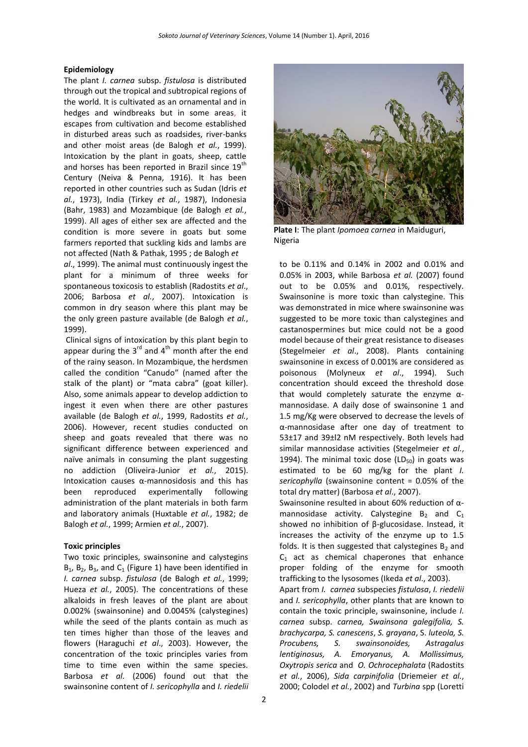### Epidemiology

The plant *I. carnea* subsp. *fistulosa* is distributed through out the tropical and subtropical regions of the world. It is cultivated as an ornamental and in hedges and windbreaks but in some areas, it escapes from cultivation and become established in disturbed areas such as roadsides, river-banks and other moist areas (de Balogh *et al.*, 1999). Intoxication by the plant in goats, sheep, cattle and horses has been reported in Brazil since $19^{th}$ Century (Neiva & Penna, 1916). It has been reported in other countries such as Sudan (Idris *et al.*, 1973), India (Tirkey *et al.*, 1987), Indonesia (Bahr, 1983) and Mozambique (de Balogh *et al.*, 1999). All ages of either sex are affected and the condition is more severe in goats but some farmers reported that suckling kids and lambs are not affected (Nath & Pathak, 1995 ; de Balogh *et al*., 1999). The animal must continuously ingest the plant for a minimum of three weeks for spontaneous toxicosis to establish (Radostits *et al*., 2006; Barbosa *et al*., 2007). Intoxication is common in dry season where this plant may be the only green pasture available (de Balogh *et al.*, 1999).

Clinical signs of intoxication by this plant begin to appear during the $3^{rd}$ and $4^{th}$ month after the end of the rainy season. In Mozambique, the herdsmen called the condition "Canudo" (named after the stalk of the plant) or "mata cabra" (goat killer). Also, some animals appear to develop addiction to ingest it even when there are other pastures available (de Balogh *et al.*, 1999, Radostits *et al.*, 2006). However, recent studies conducted on sheep and goats revealed that there was no significant difference between experienced and naïve animals in consuming the plant suggesting no addiction (Oliveira-Junior *et al.*, 2015). Intoxication causes α-mannosidosis and this has been reproduced experimentally following administration of the plant materials in both farm and laboratory animals (Huxtable *et al.*, 1982; de Balogh *et al.*, 1999; Armien *et al.*, 2007).

### Toxic principles

Two toxic principles, swainsonine and calystegins $B_1$, $B_2$, $B_3$, and $C_1$ (Figure 1) have been identified in *I. carnea* subsp. *fistulosa* (de Balogh *et al.*, 1999; Hueza *et al.*, 2005). The concentrations of these alkaloids in fresh leaves of the plant are about 0.002% (swainsonine) and 0.0045% (calystegines) while the seed of the plants contain as much as ten times higher than those of the leaves and flowers (Haraguchi *et al*., 2003). However, the concentration of the toxic principles varies from time to time even within the same species. Barbosa *et al.* (2006) found out that the swainsonine content of *I. sericophylla* and *I. riedelii* to be 0.11% and 0.14% in 2002 and 0.01% and 0.05% in 2003, while Barbosa *et al.* (2007) found out to be 0.05% and 0.01%, respectively. Swainsonine is more toxic than calystegine. This was demonstrated in mice where swainsonine was suggested to be more toxic than calystegines and castanospermines but mice could not be a good model because of their great resistance to diseases (Stegelmeier *et al*., 2008). Plants containing swainsonine in excess of 0.001% are considered as poisonous (Molyneux *et al*., 1994). Such concentration should exceed the threshold dose that would completely saturate the enzyme α-mannosidase. A daily dose of swainsonine 1 and 1.5 mg/Kg were observed to decrease the levels of α-mannosidase after one day of treatment to 53±17 and 39±l2 nM respectively. Both levels had similar mannosidase activities (Stegelmeier *et al.*, 1994). The minimal toxic dose ($LD_{50}$) in goats was estimated to be 60 mg/kg for the plant *I. sericophylla* (swainsonine content = 0.05% of the total dry matter) (Barbosa *et al*., 2007).

Swainsonine resulted in about 60% reduction of α-mannosidase activity. Calystegine $B_2$ and $C_1$ showed no inhibition of β-glucosidase. Instead, it increases the activity of the enzyme up to 1.5 folds. It is then suggested that calystegines $B_2$ and $C_1$ act as chemical chaperones that enhance proper folding of the enzyme for smooth trafficking to the lysosomes (Ikeda *et al*., 2003).

Apart from *I. carnea* subspecies *fistulosa*, *I. riedelii* and *I. sericophylla*, other plants that are known to contain the toxic principle, swainsonine, include *I. carnea* subsp. *carnea, Swainsona galegifolia, S. brachycarpa, S. canescens*, *S. grayana*, S. *luteola, S. Procubens, S. swainsonoides, Astragalus lentiginosus, A. Emoryanus, A. Mollissimus, Oxytropis serica* and *O. Ochrocephalata* (Radostits *et al.*, 2006), *Sida carpinifolia* (Driemeier *et al.*, 2000; Colodel *et al.*, 2002) and *Turbina* spp (Loretti

**Plate I**: The plant *Ipomoea carnea* in Maiduguri, Nigeria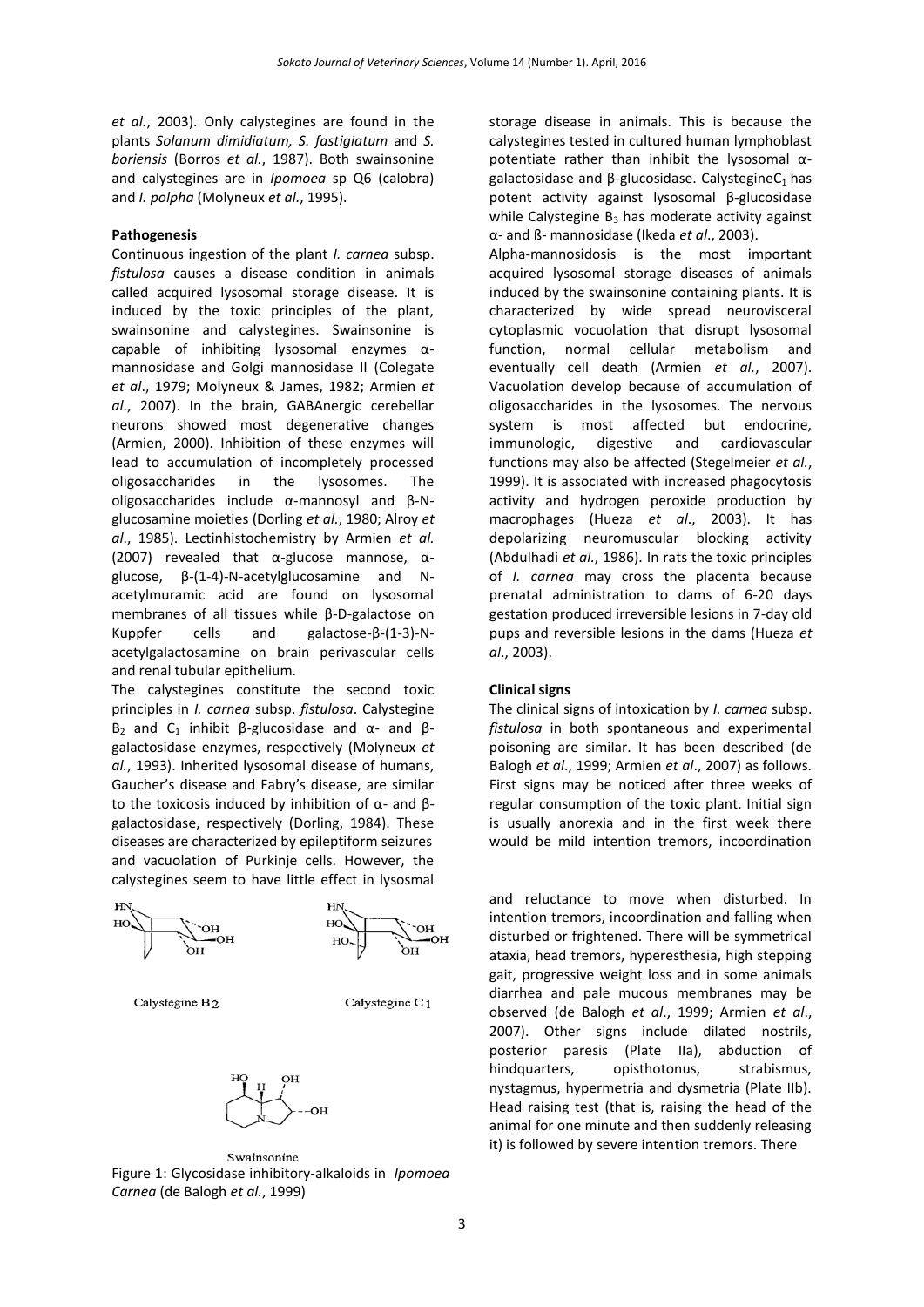*et al.*, 2003). Only calystegines are found in the plants *Solanum dimidiatum, S. fastigiatum* and *S. boriensis* (Borros *et al.*, 1987). Both swainsonine and calystegines are in *Ipomoea* sp Q6 (calobra) and *I. polpha* (Molyneux *et al.*, 1995).

**Pathogenesis**

Continuous ingestion of the plant *I. carnea* subsp. *fistulosa* causes a disease condition in animals called acquired lysosomal storage disease. It is induced by the toxic principles of the plant, swainsonine and calystegines. Swainsonine is capable of inhibiting lysosomal enzymes α-mannosidase and Golgi mannosidase II (Colegate *et al*., 1979; Molyneux & James, 1982; Armien *et al*., 2007). In the brain, GABAnergic cerebellar neurons showed most degenerative changes (Armien, 2000). Inhibition of these enzymes will lead to accumulation of incompletely processed oligosaccharides in the lysosomes. The oligosaccharides include α-mannosyl and β-N-glucosamine moieties (Dorling *et al.*, 1980; Alroy *et al*., 1985). Lectinhistochemistry by Armien *et al.* (2007) revealed that α-glucose mannose, α-glucose, β-(1-4)-N-acetylglucosamine and N-acetylmuramic acid are found on lysosomal membranes of all tissues while β-D-galactose on Kuppfer cells and galactose-β-(1-3)-N-acetylgalactosamine on brain perivascular cells and renal tubular epithelium.

The calystegines constitute the second toxic principles in *I. carnea* subsp. *fistulosa*. Calystegine $B_2$ and $C_1$ inhibit β-glucosidase and α- and β-galactosidase enzymes, respectively (Molyneux *et al.*, 1993). Inherited lysosomal disease of humans, Gaucher's disease and Fabry's disease, are similar to the toxicosis induced by inhibition of α- and β-galactosidase, respectively (Dorling, 1984). These diseases are characterized by epileptiform seizures and vacuolation of Purkinje cells. However, the calystegines seem to have little effect in lysosmal

Calystegine $B_2$

Calystegine $C_1$

Swainsonine

Figure 1: Glycosidase inhibitory-alkaloids in *Ipomoea Carnea* (de Balogh *et al.*, 1999)

storage disease in animals. This is because the calystegines tested in cultured human lymphoblast potentiate rather than inhibit the lysosomal α-galactosidase and β-glucosidase. Calystegine$C_1$ has potent activity against lysosomal β-glucosidase while Calystegine $B_3$ has moderate activity against α- and ß- mannosidase (Ikeda *et al*., 2003).

Alpha-mannosidosis is the most important acquired lysosomal storage diseases of animals induced by the swainsonine containing plants. It is characterized by wide spread neurovisceral cytoplasmic vocuolation that disrupt lysosomal function, normal cellular metabolism and eventually cell death (Armien *et al.*, 2007). Vacuolation develop because of accumulation of oligosaccharides in the lysosomes. The nervous system is most affected but endocrine, immunologic, digestive and cardiovascular functions may also be affected (Stegelmeier *et al.*, 1999). It is associated with increased phagocytosis activity and hydrogen peroxide production by macrophages (Hueza *et al*., 2003). It has depolarizing neuromuscular blocking activity (Abdulhadi *et al.*, 1986). In rats the toxic principles of *I. carnea* may cross the placenta because prenatal administration to dams of 6-20 days gestation produced irreversible lesions in 7-day old pups and reversible lesions in the dams (Hueza *et al*., 2003).

**Clinical signs**

The clinical signs of intoxication by *I. carnea* subsp. *fistulosa* in both spontaneous and experimental poisoning are similar. It has been described (de Balogh *et al*., 1999; Armien *et al*., 2007) as follows. First signs may be noticed after three weeks of regular consumption of the toxic plant. Initial sign is usually anorexia and in the first week there would be mild intention tremors, incoordination and reluctance to move when disturbed. In intention tremors, incoordination and falling when disturbed or frightened. There will be symmetrical ataxia, head tremors, hyperesthesia, high stepping gait, progressive weight loss and in some animals diarrhea and pale mucous membranes may be observed (de Balogh *et al*., 1999; Armien *et al*., 2007). Other signs include dilated nostrils, posterior paresis (Plate IIa), abduction of hindquarters, opisthotonus, strabismus, nystagmus, hypermetria and dysmetria (Plate IIb). Head raising test (that is, raising the head of the animal for one minute and then suddenly releasing it) is followed by severe intention tremors. There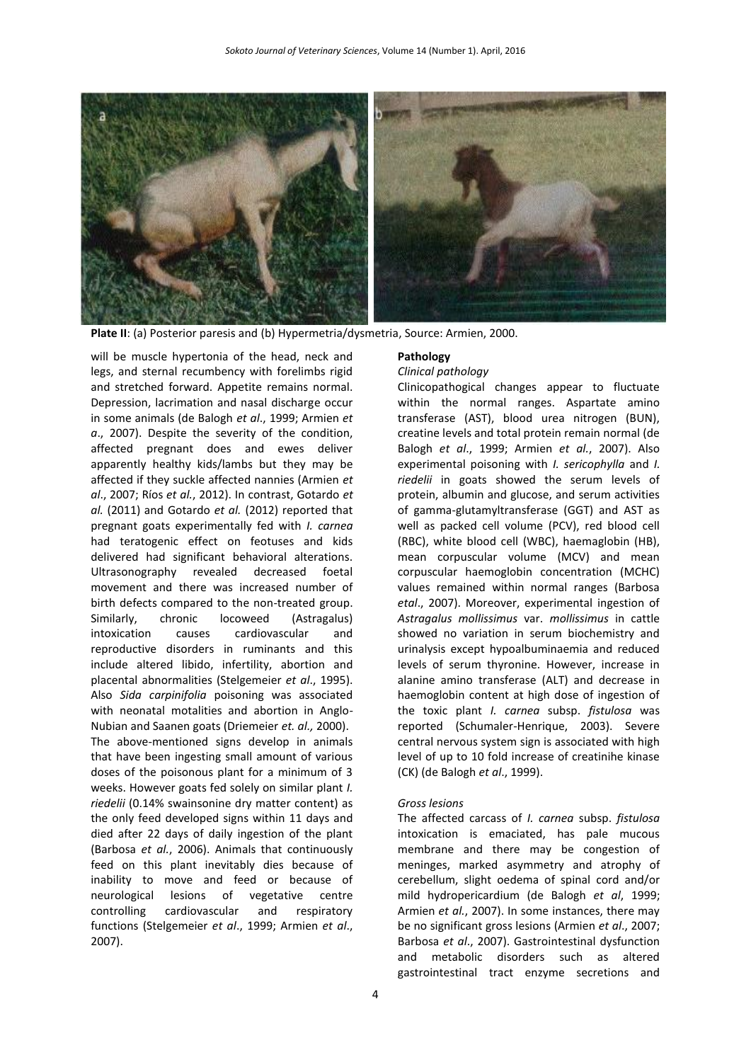**Plate II**: (a) Posterior paresis and (b) Hypermetria/dysmetria, Source: Armien, 2000.

will be muscle hypertonia of the head, neck and legs, and sternal recumbency with forelimbs rigid and stretched forward. Appetite remains normal. Depression, lacrimation and nasal discharge occur in some animals (de Balogh *et al*., 1999; Armien *et a*., 2007). Despite the severity of the condition, affected pregnant does and ewes deliver apparently healthy kids/lambs but they may be affected if they suckle affected nannies (Armien *et al*., 2007; Ríos *et al.*, 2012). In contrast, Gotardo *et al.* (2011) and Gotardo *et al.* (2012) reported that pregnant goats experimentally fed with *I. carnea* had teratogenic effect on feotuses and kids delivered had significant behavioral alterations. Ultrasonography revealed decreased foetal movement and there was increased number of birth defects compared to the non-treated group. Similarly, chronic locoweed (Astragalus) intoxication causes cardiovascular and reproductive disorders in ruminants and this include altered libido, infertility, abortion and placental abnormalities (Stelgemeier *et al*., 1995). Also *Sida carpinifolia* poisoning was associated with neonatal motalities and abortion in Anglo-Nubian and Saanen goats (Driemeier *et. al.,* 2000).

The above-mentioned signs develop in animals that have been ingesting small amount of various doses of the poisonous plant for a minimum of 3 weeks. However goats fed solely on similar plant *I. riedelii* (0.14% swainsonine dry matter content) as the only feed developed signs within 11 days and died after 22 days of daily ingestion of the plant (Barbosa *et al.*, 2006). Animals that continuously feed on this plant inevitably dies because of inability to move and feed or because of neurological lesions of vegetative centre controlling cardiovascular and respiratory functions (Stelgemeier *et al*., 1999; Armien *et al*., 2007).

### Pathology

*Clinical pathology*

Clinicopathogical changes appear to fluctuate within the normal ranges. Aspartate amino transferase (AST), blood urea nitrogen (BUN), creatine levels and total protein remain normal (de Balogh *et al*., 1999; Armien *et al.*, 2007). Also experimental poisoning with *I. sericophylla* and *I. riedelii* in goats showed the serum levels of protein, albumin and glucose, and serum activities of gamma-glutamyltransferase (GGT) and AST as well as packed cell volume (PCV), red blood cell (RBC), white blood cell (WBC), haemaglobin (HB), mean corpuscular volume (MCV) and mean corpuscular haemoglobin concentration (MCHC) values remained within normal ranges (Barbosa *etal*., 2007). Moreover, experimental ingestion of *Astragalus mollissimus* var. *mollissimus* in cattle showed no variation in serum biochemistry and urinalysis except hypoalbuminaemia and reduced levels of serum thyronine. However, increase in alanine amino transferase (ALT) and decrease in haemoglobin content at high dose of ingestion of the toxic plant *I. carnea* subsp. *fistulosa* was reported (Schumaler-Henrique, 2003). Severe central nervous system sign is associated with high level of up to 10 fold increase of creatinihe kinase (CK) (de Balogh *et al*., 1999).

*Gross lesions*

The affected carcass of *I. carnea* subsp. *fistulosa* intoxication is emaciated, has pale mucous membrane and there may be congestion of meninges, marked asymmetry and atrophy of cerebellum, slight oedema of spinal cord and/or mild hydropericardium (de Balogh *et al*, 1999; Armien *et al.*, 2007). In some instances, there may be no significant gross lesions (Armien *et al*., 2007; Barbosa *et al*., 2007). Gastrointestinal dysfunction and metabolic disorders such as altered gastrointestinal tract enzyme secretions and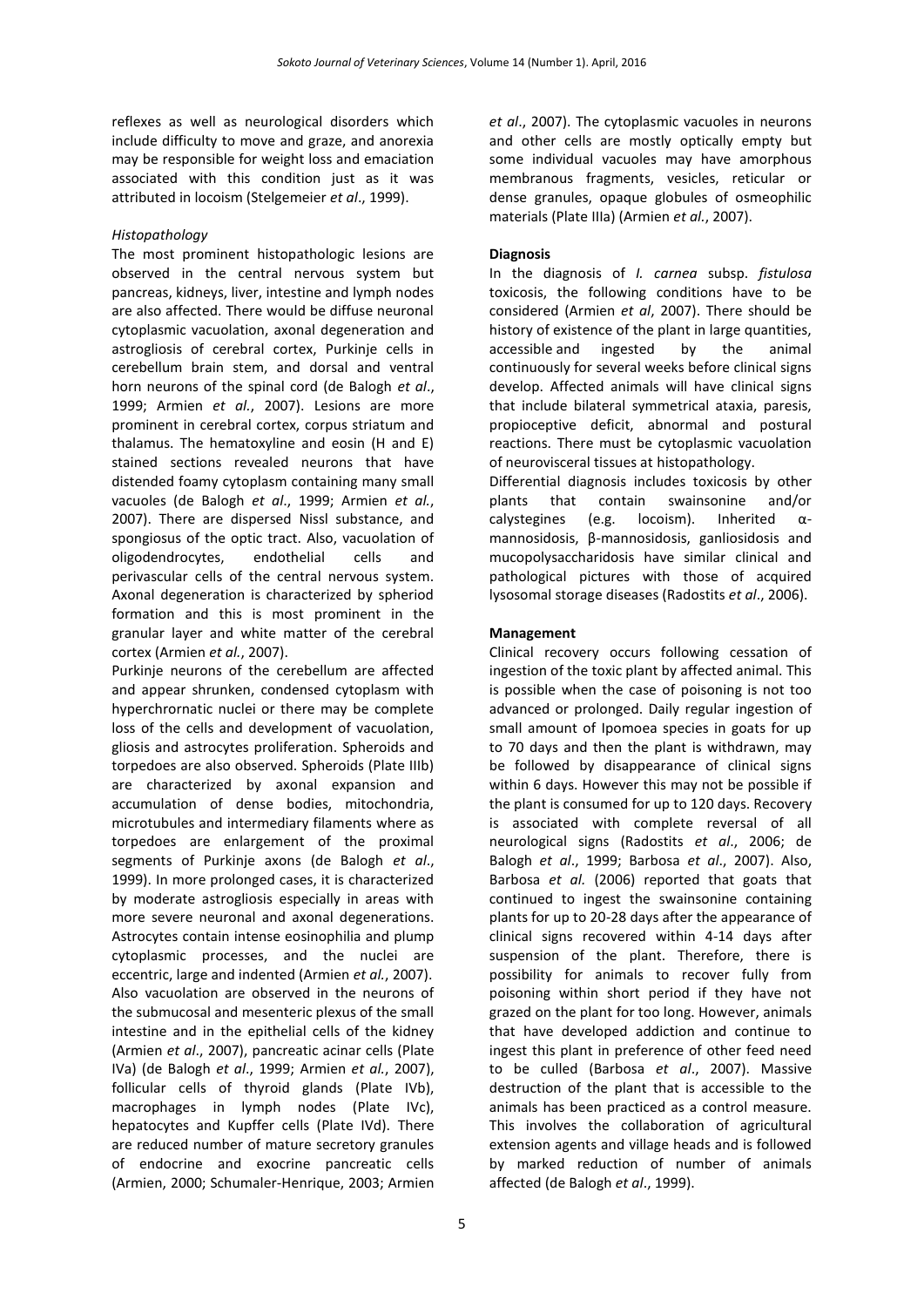reflexes as well as neurological disorders which include difficulty to move and graze, and anorexia may be responsible for weight loss and emaciation associated with this condition just as it was attributed in locoism (Stelgemeier *et al*., 1999).

*Histopathology*

The most prominent histopathologic lesions are observed in the central nervous system but pancreas, kidneys, liver, intestine and lymph nodes are also affected. There would be diffuse neuronal cytoplasmic vacuolation, axonal degeneration and astrogliosis of cerebral cortex, Purkinje cells in cerebellum brain stem, and dorsal and ventral horn neurons of the spinal cord (de Balogh *et al*., 1999; Armien *et al*., 2007). Lesions are more prominent in cerebral cortex, corpus striatum and thalamus. The hematoxyline and eosin (H and E) stained sections revealed neurons that have distended foamy cytoplasm containing many small vacuoles (de Balogh *et al*., 1999; Armien *et al.*, 2007). There are dispersed Nissl substance, and spongiosus of the optic tract. Also, vacuolation of oligodendrocytes, endothelial cells and perivascular cells of the central nervous system. Axonal degeneration is characterized by spheriod formation and this is most prominent in the granular layer and white matter of the cerebral cortex (Armien *et al.*, 2007).

Purkinje neurons of the cerebellum are affected and appear shrunken, condensed cytoplasm with hyperchrornatic nuclei or there may be complete loss of the cells and development of vacuolation, gliosis and astrocytes proliferation. Spheroids and torpedoes are also observed. Spheroids (Plate IIIb) are characterized by axonal expansion and accumulation of dense bodies, mitochondria, microtubules and intermediary filaments where as torpedoes are enlargement of the proximal segments of Purkinje axons (de Balogh *et al*., 1999). In more prolonged cases, it is characterized by moderate astrogliosis especially in areas with more severe neuronal and axonal degenerations. Astrocytes contain intense eosinophilia and plump cytoplasmic processes, and the nuclei are eccentric, large and indented (Armien *et al.*, 2007). Also vacuolation are observed in the neurons of the submucosal and mesenteric plexus of the small intestine and in the epithelial cells of the kidney (Armien *et al*., 2007), pancreatic acinar cells (Plate IVa) (de Balogh *et al*., 1999; Armien *et al.*, 2007), follicular cells of thyroid glands (Plate IVb), macrophages in lymph nodes (Plate IVc), hepatocytes and Kupffer cells (Plate IVd). There are reduced number of mature secretory granules of endocrine and exocrine pancreatic cells (Armien, 2000; Schumaler-Henrique, 2003; Armien *et al*., 2007). The cytoplasmic vacuoles in neurons and other cells are mostly optically empty but some individual vacuoles may have amorphous membranous fragments, vesicles, reticular or dense granules, opaque globules of osmeophilic materials (Plate IIIa) (Armien *et al.*, 2007).

**Diagnosis**

In the diagnosis of *I. carnea* subsp. *fistulosa* toxicosis, the following conditions have to be considered (Armien *et al*, 2007). There should be history of existence of the plant in large quantities, accessible and ingested by the animal continuously for several weeks before clinical signs develop. Affected animals will have clinical signs that include bilateral symmetrical ataxia, paresis, propioceptive deficit, abnormal and postural reactions. There must be cytoplasmic vacuolation of neurovisceral tissues at histopathology.

Differential diagnosis includes toxicosis by other plants that contain swainsonine and/or calystegines (e.g. locoism). Inherited α-mannosidosis, β-mannosidosis, ganliosidosis and mucopolysaccharidosis have similar clinical and pathological pictures with those of acquired lysosomal storage diseases (Radostits *et al*., 2006).

**Management**

Clinical recovery occurs following cessation of ingestion of the toxic plant by affected animal. This is possible when the case of poisoning is not too advanced or prolonged. Daily regular ingestion of small amount of Ipomoea species in goats for up to 70 days and then the plant is withdrawn, may be followed by disappearance of clinical signs within 6 days. However this may not be possible if the plant is consumed for up to 120 days. Recovery is associated with complete reversal of all neurological signs (Radostits *et al*., 2006; de Balogh *et al*., 1999; Barbosa *et al*., 2007). Also, Barbosa *et al.* (2006) reported that goats that continued to ingest the swainsonine containing plants for up to 20-28 days after the appearance of clinical signs recovered within 4-14 days after suspension of the plant. Therefore, there is possibility for animals to recover fully from poisoning within short period if they have not grazed on the plant for too long. However, animals that have developed addiction and continue to ingest this plant in preference of other feed need to be culled (Barbosa *et al*., 2007). Massive destruction of the plant that is accessible to the animals has been practiced as a control measure. This involves the collaboration of agricultural extension agents and village heads and is followed by marked reduction of number of animals affected (de Balogh *et al*., 1999).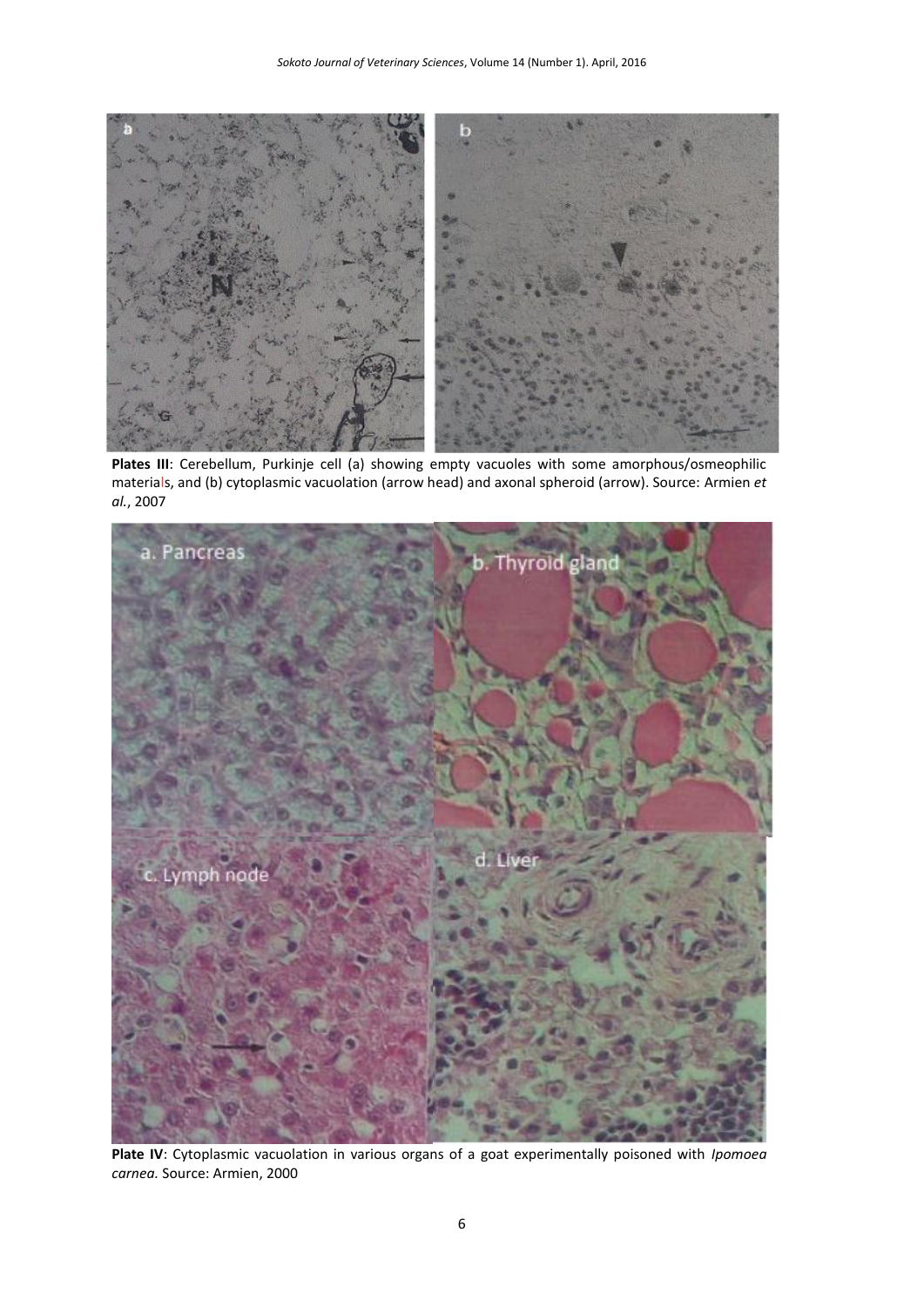**Plates III**: Cerebellum, Purkinje cell (a) showing empty vacuoles with some amorphous/osmeophilic materials, and (b) cytoplasmic vacuolation (arrow head) and axonal spheroid (arrow). Source: Armien *et al.*, 2007

**Plate IV**: Cytoplasmic vacuolation in various organs of a goat experimentally poisoned with *Ipomoea carnea.* Source: Armien, 2000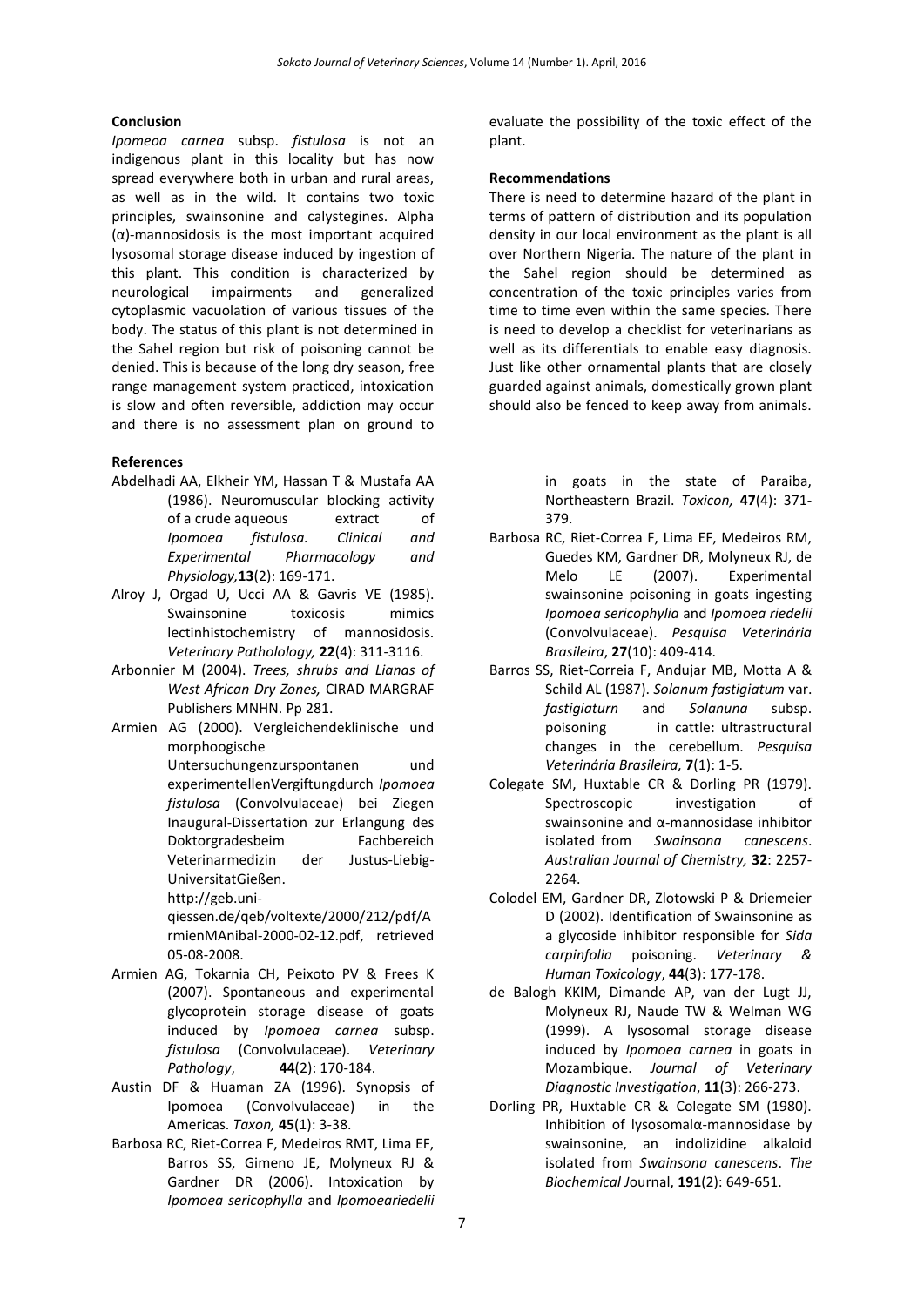**Conclusion**

*Ipomeoa carnea* subsp. *fistulosa* is not an indigenous plant in this locality but has now spread everywhere both in urban and rural areas, as well as in the wild. It contains two toxic principles, swainsonine and calystegines. Alpha (α)-mannosidosis is the most important acquired lysosomal storage disease induced by ingestion of this plant. This condition is characterized by neurological impairments and generalized cytoplasmic vacuolation of various tissues of the body. The status of this plant is not determined in the Sahel region but risk of poisoning cannot be denied. This is because of the long dry season, free range management system practiced, intoxication is slow and often reversible, addiction may occur and there is no assessment plan on ground to evaluate the possibility of the toxic effect of the plant.

**Recommendations**

There is need to determine hazard of the plant in terms of pattern of distribution and its population density in our local environment as the plant is all over Northern Nigeria. The nature of the plant in the Sahel region should be determined as concentration of the toxic principles varies from time to time even within the same species. There is need to develop a checklist for veterinarians as well as its differentials to enable easy diagnosis. Just like other ornamental plants that are closely guarded against animals, domestically grown plant should also be fenced to keep away from animals.

**References**

Abdelhadi AA, Elkheir YM, Hassan T & Mustafa AA (1986). Neuromuscular blocking activity of a crude aqueous extract of *Ipomoea fistulosa. Clinical and Experimental Pharmacology and Physiology,* **13**(2): 169-171.

Alroy J, Orgad U, Ucci AA & Gavris VE (1985). Swainsonine toxicosis mimics lectinhistochemistry of mannosidosis. *Veterinary Patholology,* **22**(4): 311-3116.

Arbonnier M (2004). *Trees, shrubs and Lianas of West African Dry Zones,* CIRAD MARGRAF Publishers MNHN. Pp 281.

Armien AG (2000). Vergleichendeklinische und morphoogische Untersuchungenzurspontanen und experimentellenVergiftungdurch *Ipomoea fistulosa* (Convolvulaceae) bei Ziegen Inaugural-Dissertation zur Erlangung des Doktorgradesbeim Fachbereich Veterinarmedizin der Justus-Liebig-UniversitatGießen. http://geb.uni-qiessen.de/qeb/voltexte/2000/212/pdf/ArmienMAnibal-2000-02-12.pdf, retrieved 05-08-2008.

Armien AG, Tokarnia CH, Peixoto PV & Frees K (2007). Spontaneous and experimental glycoprotein storage disease of goats induced by *Ipomoea carnea* subsp. *fistulosa* (Convolvulaceae). *Veterinary Pathology*, **44**(2): 170-184.

Austin DF & Huaman ZA (1996). Synopsis of Ipomoea (Convolvulaceae) in the Americas. *Taxon,* **45**(1): 3-38.

Barbosa RC, Riet-Correa F, Medeiros RMT, Lima EF, Barros SS, Gimeno JE, Molyneux RJ & Gardner DR (2006). Intoxication by *Ipomoea sericophylla* and *Ipomoeariedelii* in goats in the state of Paraiba, Northeastern Brazil. *Toxicon,* **47**(4): 371-379.

Barbosa RC, Riet-Correa F, Lima EF, Medeiros RM, Guedes KM, Gardner DR, Molyneux RJ, de Melo LE (2007). Experimental swainsonine poisoning in goats ingesting *Ipomoea sericophylia* and *Ipomoea riedelii* (Convolvulaceae). *Pesquisa Veterinária Brasileira*, **27**(10): 409-414.

Barros SS, Riet-Correia F, Andujar MB, Motta A & Schild AL (1987). *Solanum fastigiatum* var. *fastigiaturn* and *Solanuna* subsp. poisoning in cattle: ultrastructural changes in the cerebellum. *Pesquisa Veterinária Brasileira,* **7**(1): 1-5.

Colegate SM, Huxtable CR & Dorling PR (1979). Spectroscopic investigation of swainsonine and α-mannosidase inhibitor isolated from *Swainsona canescens*. *Australian Journal of Chemistry,* **32**: 2257-2264.

Colodel EM, Gardner DR, Zlotowski P & Driemeier D (2002). Identification of Swainsonine as a glycoside inhibitor responsible for *Sida carpinfolia* poisoning. *Veterinary & Human Toxicology*, **44**(3): 177-178.

de Balogh KKIM, Dimande AP, van der Lugt JJ, Molyneux RJ, Naude TW & Welman WG (1999). A lysosomal storage disease induced by *Ipomoea carnea* in goats in Mozambique. *Journal of Veterinary Diagnostic Investigation*, **11**(3): 266-273.

Dorling PR, Huxtable CR & Colegate SM (1980). Inhibition of lysosomalα-mannosidase by swainsonine, an indolizidine alkaloid isolated from *Swainsona canescens*. *The Biochemical J*ournal, **191**(2): 649-651.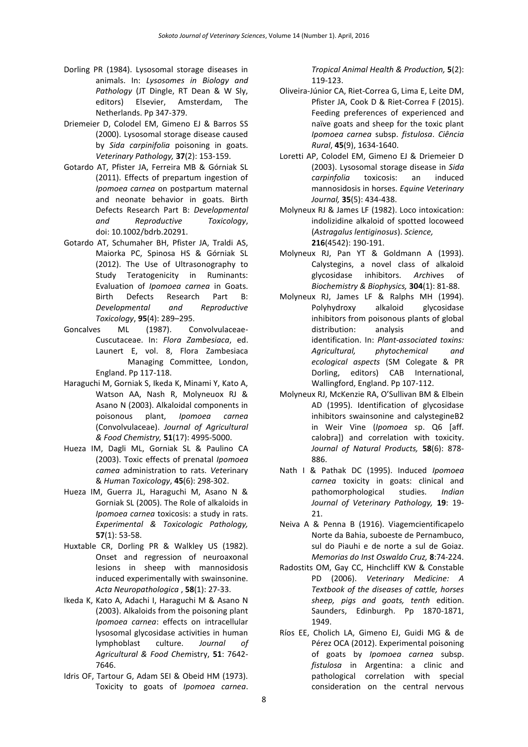Dorling PR (1984). Lysosomal storage diseases in animals. In: *Lysosomes in Biology and Pathology* (JT Dingle, RT Dean & W Sly, editors) Elsevier, Amsterdam, The Netherlands. Pp 347-379.

Driemeier D, Colodel EM, Gimeno EJ & Barros SS (2000). Lysosomal storage disease caused by *Sida carpinifolia* poisoning in goats. *Veterinary Pathology,* **37**(2): 153-159.

Gotardo AT, Pfister JA, Ferreira MB & Górniak SL (2011). Effects of prepartum ingestion of *Ipomoea carnea* on postpartum maternal and neonate behavior in goats. Birth Defects Research Part B: *Developmental and Reproductive Toxicology*, doi: 10.1002/bdrb.20291.

Gotardo AT, Schumaher BH, Pfister JA, Traldi AS, Maiorka PC, Spinosa HS & Górniak SL (2012). The Use of Ultrasonography to Study Teratogenicity in Ruminants: Evaluation of *Ipomoea carnea* in Goats. Birth Defects Research Part B: *Developmental and Reproductive Toxicology*, **95**(4): 289–295.

Goncalves ML (1987). Convolvulaceae-Cuscutaceae. In: *Flora Zambesiaca*, ed. Launert E, vol. 8, Flora Zambesiaca Managing Committee, London, England. Pp 117-118.

Haraguchi M, Gorniak S, Ikeda K, Minami Y, Kato A, Watson AA, Nash R, Molyneuox RJ & Asano N (2003). Alkaloidal components in poisonous plant, *Ipomoea carnea* (Convolvulaceae). *Journal of Agricultural & Food Chemistry,* **51**(17): 4995-5000.

Hueza IM, Dagli ML, Gorniak SL & Paulino CA (2003). Toxic effects of prenatal *Ipomoea camea* administration to rats. *Veterinary & Human Toxicology*, **45**(6): 298-302.

Hueza IM, Guerra JL, Haraguchi M, Asano N & Gorniak SL (2005). The Role of alkaloids in *Ipomoea carnea* toxicosis: a study in rats. *Experimental & Toxicologic Pathology,* **57**(1): 53-58.

Huxtable CR, Dorling PR & Walkley US (1982). Onset and regression of neuroaxonal lesions in sheep with mannosidosis induced experimentally with swainsonine. *Acta Neuropathologica* , **58**(1): 27-33.

Ikeda K, Kato A, Adachi I, Haraguchi M & Asano N (2003). Alkaloids from the poisoning plant *Ipomoea carnea*: effects on intracellular lysosomal glycosidase activities in human lymphoblast culture. *Journal of Agricultural & Food Chemistry*, **51**: 7642-7646.

Idris OF, Tartour G, Adam SEI & Obeid HM (1973). Toxicity to goats of *Ipomoea carnea*. *Tropical Animal Health & Production,* **5**(2): 119-123.

Oliveira-Júnior CA, Riet-Correa G, Lima E, Leite DM, Pfister JA, Cook D & Riet-Correa F (2015). Feeding preferences of experienced and naïve goats and sheep for the toxic plant *Ipomoea carnea* subsp. *fistulosa*. *Ciência Rural*, **45**(9), 1634-1640.

Loretti AP, Colodel EM, Gimeno EJ & Driemeier D (2003). Lysosomal storage disease in *Sida carpinfolia* toxicosis: an induced mannosidosis in horses. *Equine Veterinary Journal,* **35**(5): 434-438.

Molyneux RJ & James LF (1982). Loco intoxication: indolizidine alkaloid of spotted locoweed (*Astragalus lentiginosus*). *Science,* **216**(4542): 190-191.

Molyneux RJ, Pan YT & Goldmann A (1993). Calystegins, a novel class of alkaloid glycosidase inhibitors. *Archives of Biochemistry & Biophysics,* **304**(1): 81-88.

Molyneux RJ, James LF & Ralphs MH (1994). Polyhydroxy alkaloid glycosidase inhibitors from poisonous plants of global distribution: analysis and identification. In: *Plant-associated toxins: Agricultural, phytochemical and ecological aspects* (SM Colegate & PR Dorling, editors) CAB International, Wallingford, England. Pp 107-112.

Molyneux RJ, McKenzie RA, O'Sullivan BM & Elbein AD (1995). Identification of glycosidase inhibitors swainsonine and calystegineB2 in Weir Vine (*Ipomoea* sp. Q6 [aff. calobra]) and correlation with toxicity. *Journal of Natural Products,* **58**(6): 878-886.

Nath I & Pathak DC (1995). Induced *Ipomoea carnea* toxicity in goats: clinical and pathomorphological studies. *Indian Journal of Veterinary Pathology,* **19**: 19-21.

Neiva A & Penna B (1916). Viagemcientificapelo Norte da Bahia, suboeste de Pernambuco, sul do Piauhi e de norte a sul de Goiaz. *Memorias do Inst Oswaldo Cruz,* **8**:74-224.

Radostits OM, Gay CC, Hinchcliff KW & Constable PD (2006). *Veterinary Medicine: A Textbook of the diseases of cattle, horses sheep, pigs and goats, tenth* edition. Saunders, Edinburgh. Pp 1870-1871, 1949.

Ríos EE, Cholich LA, Gimeno EJ, Guidi MG & de Pérez OCA (2012). Experimental poisoning of goats by *Ipomoea carnea* subsp. *fistulosa* in Argentina: a clinic and pathological correlation with special consideration on the central nervous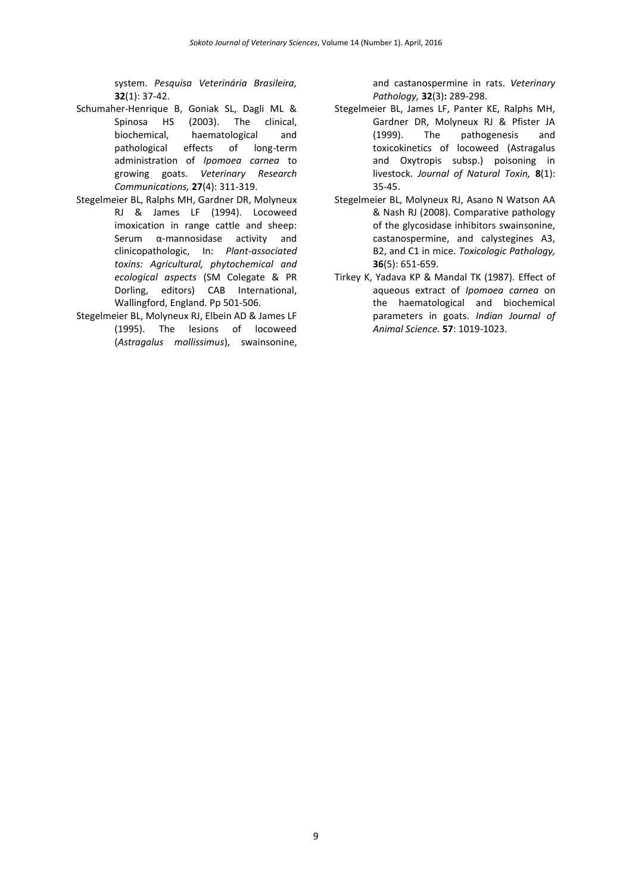system. *Pesquisa Veterinária Brasileira,* **32**(1): 37-42.

Schumaher-Henrique B, Goniak SL, Dagli ML & Spinosa HS (2003). The clinical, biochemical, haematological and pathological effects of long-term administration of *Ipomoea carnea* to growing goats. *Veterinary Research Communications,* **27**(4): 311-319.

Stegelmeier BL, Ralphs MH, Gardner DR, Molyneux RJ & James LF (1994). Locoweed imoxication in range cattle and sheep: Serum α-mannosidase activity and clinicopathologic, In: *Plant-associated toxins: Agricultural, phytochemical and ecological aspects* (SM Colegate & PR Dorling, editors) CAB International, Wallingford, England. Pp 501-506.

Stegelmeier BL, Molyneux RJ, Elbein AD & James LF (1995). The lesions of locoweed (*Astragalus mollissimus*), swainsonine, and castanospermine in rats. *Veterinary Pathology,* **32**(3)**:** 289-298.

Stegelmeier BL, James LF, Panter KE, Ralphs MH, Gardner DR, Molyneux RJ & Pfister JA (1999). The pathogenesis and toxicokinetics of locoweed (Astragalus and Oxytropis subsp.) poisoning in livestock. *Journal of Natural Toxin,* **8**(1): 35-45.

Stegelmeier BL, Molyneux RJ, Asano N Watson AA & Nash RJ (2008). Comparative pathology of the glycosidase inhibitors swainsonine, castanospermine, and calystegines A3, B2, and C1 in mice. *Toxicologic Pathology,* **36**(5): 651-659.

Tirkey K, Yadava KP & Mandal TK (1987). Effect of aqueous extract of *Ipomoea carnea* on the haematological and biochemical parameters in goats. *Indian Journal of Animal Science.* **57**: 1019-1023.